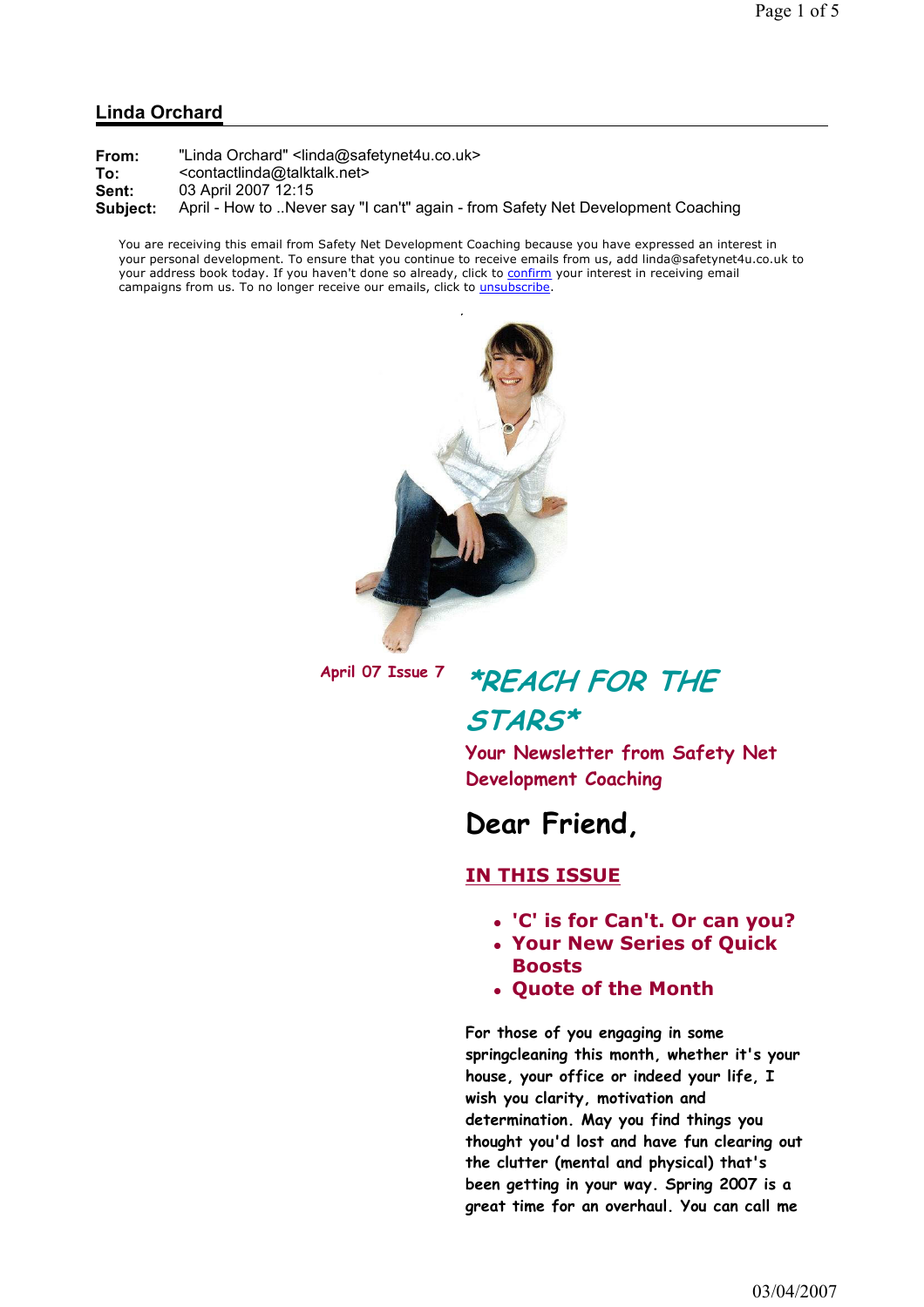## Linda Orchard

**From:** "Linda Orchard" <linda@safetynet4u.co.uk>
**To:** <contactlinda@talktalk.net>
**Sent:** 03 April 2007 12:15
**Subject:** April - How to ..Never say "I can't" again - from Safety Net Development Coaching

You are receiving this email from Safety Net Development Coaching because you have expressed an interest in your personal development. To ensure that you continue to receive emails from us, add linda@safetynet4u.co.uk to your address book today. If you haven't done so already, click to confirm your interest in receiving email campaigns from us. To no longer receive our emails, click to unsubscribe.

April 07 Issue 7

# *REACH FOR THE STARS*

### Your Newsletter from Safety Net Development Coaching

## Dear Friend,

### IN THIS ISSUE

- **'C' is for Can't. Or can you?**
- **Your New Series of Quick Boosts**
- **Quote of the Month**

For those of you engaging in some springcleaning this month, whether it's your house, your office or indeed your life, I wish you clarity, motivation and determination. May you find things you thought you'd lost and have fun clearing out the clutter (mental and physical) that's been getting in your way. Spring 2007 is a great time for an overhaul. You can call me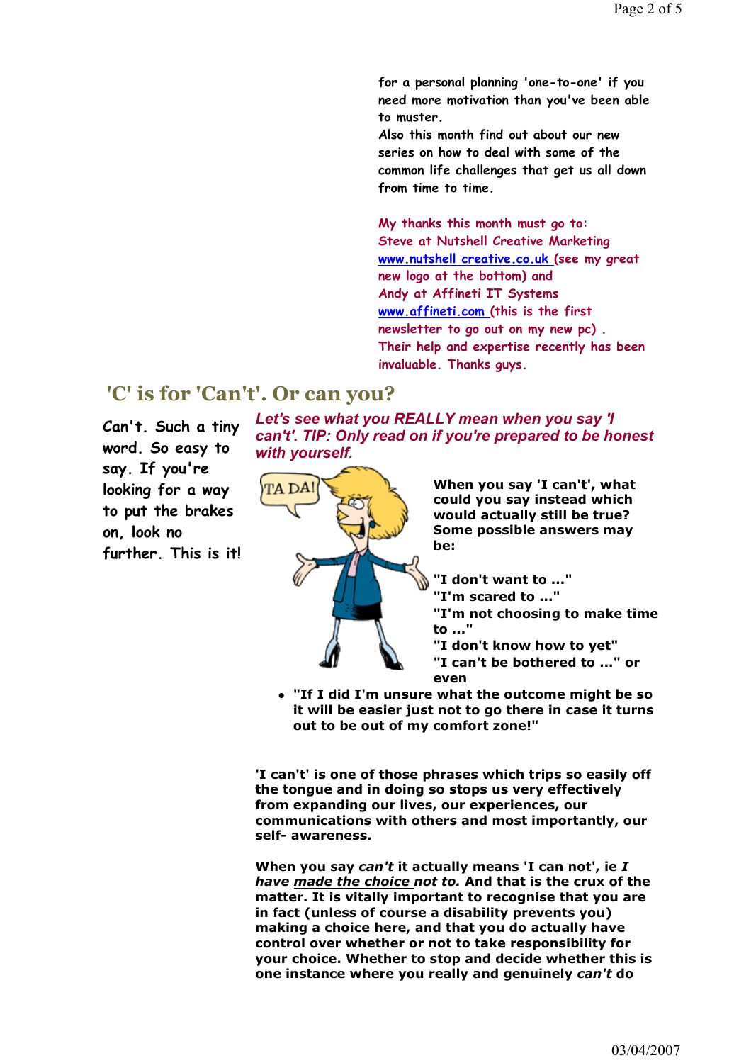for a personal planning 'one-to-one' if you need more motivation than you've been able to muster.
Also this month find out about our new series on how to deal with some of the common life challenges that get us all down from time to time.

My thanks this month must go to:
Steve at Nutshell Creative Marketing [www.nutshell creative.co.uk](www.nutshellcreative.co.uk) (see my great new logo at the bottom) and
Andy at Affineti IT Systems [www.affineti.com](www.affineti.com) (this is the first newsletter to go out on my new pc) .
Their help and expertise recently has been invaluable. Thanks guys.

## 'C' is for 'Can't'. Or can you?

Can't. Such a tiny word. So easy to say. If you're looking for a way to put the brakes on, look no further. This is it!

***Let's see what you REALLY mean when you say 'I can't'. TIP: Only read on if you're prepared to be honest with yourself.***

**When you say 'I can't', what could you say instead which would actually still be true? Some possible answers may be:**

**"I don't want to ..."**
**"I'm scared to ..."**
**"I'm not choosing to make time to ..."**
**"I don't know how to yet"**
**"I can't be bothered to ..." or even**

- **"If I did I'm unsure what the outcome might be so it will be easier just not to go there in case it turns out to be out of my comfort zone!"**

**'I can't' is one of those phrases which trips so easily off the tongue and in doing so stops us very effectively from expanding our lives, our experiences, our communications with others and most importantly, our self- awareness.**

**When you say *can't* it actually means 'I can not', ie *I have <u>made the choice</u> not to.* And that is the crux of the matter. It is vitally important to recognise that you are in fact (unless of course a disability prevents you) making a choice here, and that you do actually have control over whether or not to take responsibility for your choice. Whether to stop and decide whether this is one instance where you really and genuinely *can't* do**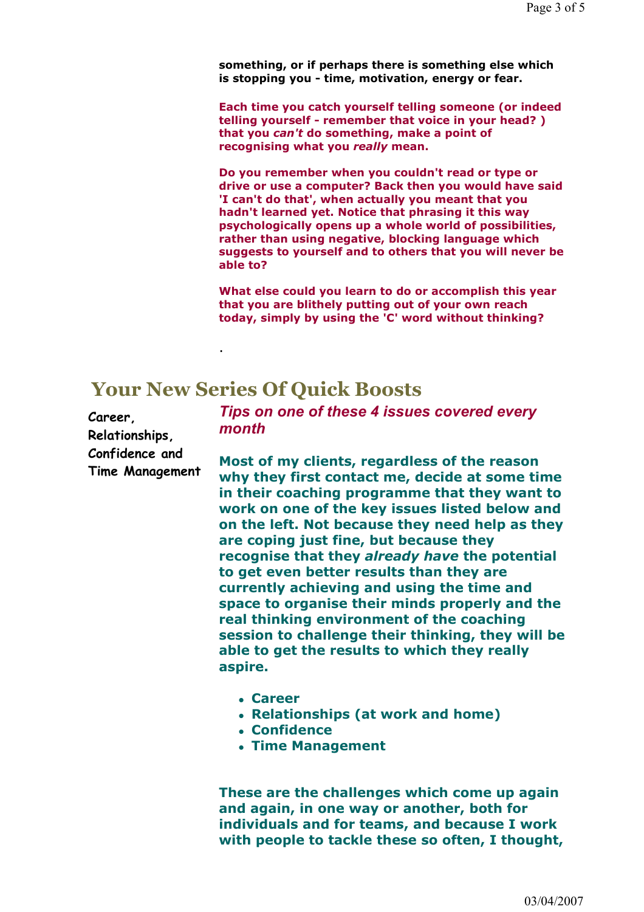**something, or if perhaps there is something else which is stopping you - time, motivation, energy or fear.**

**Each time you catch yourself telling someone (or indeed telling yourself - remember that voice in your head? ) that you *can't* do something, make a point of recognising what you *really* mean.**

**Do you remember when you couldn't read or type or drive or use a computer? Back then you would have said 'I can't do that', when actually you meant that you hadn't learned yet. Notice that phrasing it this way psychologically opens up a whole world of possibilities, rather than using negative, blocking language which suggests to yourself and to others that you will never be able to?**

**What else could you learn to do or accomplish this year that you are blithely putting out of your own reach today, simply by using the 'C' word without thinking?**

.

## Your New Series Of Quick Boosts

Career, Relationships, Confidence and Time Management

***Tips on one of these 4 issues covered every month***

**Most of my clients, regardless of the reason why they first contact me, decide at some time in their coaching programme that they want to work on one of the key issues listed below and on the left. Not because they need help as they are coping just fine, but because they recognise that they *already have* the potential to get even better results than they are currently achieving and using the time and space to organise their minds properly and the real thinking environment of the coaching session to challenge their thinking, they will be able to get the results to which they really aspire.**

- **Career**
- **Relationships (at work and home)**
- **Confidence**
- **Time Management**

**These are the challenges which come up again and again, in one way or another, both for individuals and for teams, and because I work with people to tackle these so often, I thought,**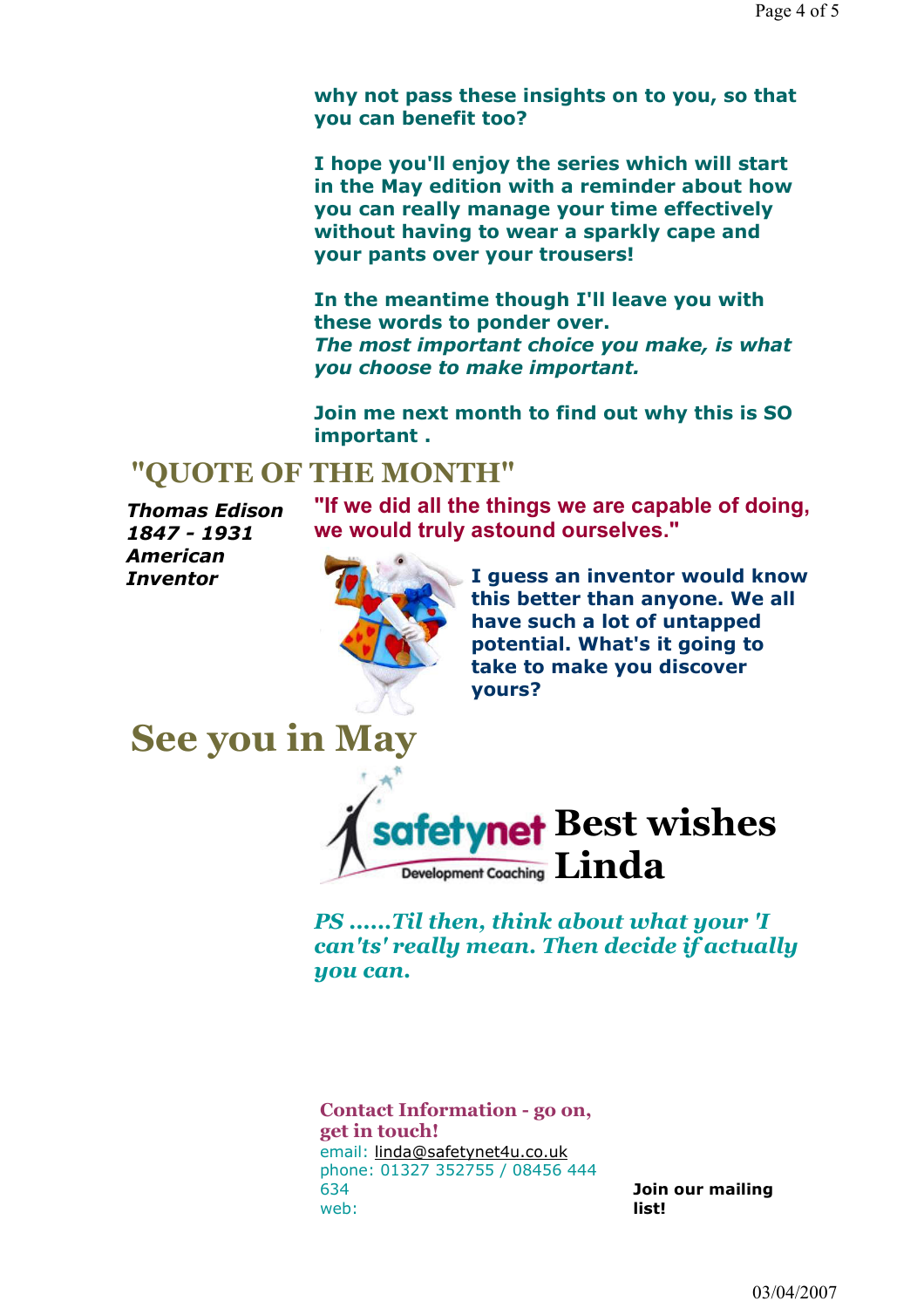**why not pass these insights on to you, so that you can benefit too?**

**I hope you'll enjoy the series which will start in the May edition with a reminder about how you can really manage your time effectively without having to wear a sparkly cape and your pants over your trousers!**

**In the meantime though I'll leave you with these words to ponder over.**
***The most important choice you make, is what you choose to make important.***

**Join me next month to find out why this is SO important .**

## "QUOTE OF THE MONTH"

***Thomas Edison***
***1847 - 1931***
***American Inventor***

**"If we did all the things we are capable of doing, we would truly astound ourselves."**

**I guess an inventor would know this better than anyone. We all have such a lot of untapped potential. What's it going to take to make you discover yours?**

# See you in May

safetynet Development Coaching

# Best wishes Linda

***PS ......Til then, think about what your 'I can'ts' really mean. Then decide if actually you can.***

**Contact Information - go on, get in touch!**
email: linda@safetynet4u.co.uk
phone: 01327 352755 / 08456 444 634
web:

**Join our mailing list!**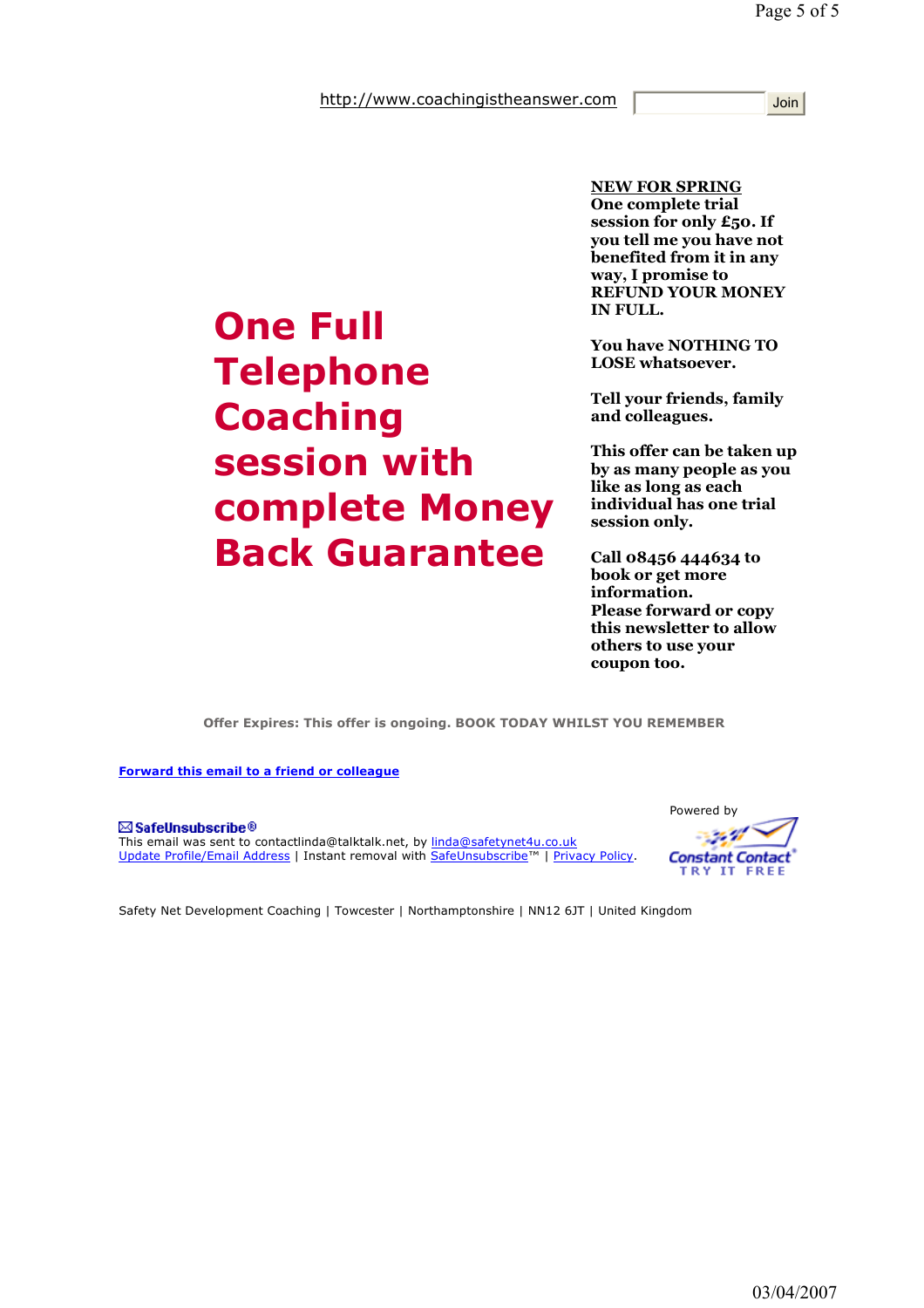http://www.coachingistheanswer.com Join

# One Full Telephone Coaching session with complete Money Back Guarantee

**NEW FOR SPRING**
**One complete trial session for only £50. If you tell me you have not benefited from it in any way, I promise to REFUND YOUR MONEY IN FULL.**

**You have NOTHING TO LOSE whatsoever.**

**Tell your friends, family and colleagues.**

**This offer can be taken up by as many people as you like as long as each individual has one trial session only.**

**Call 08456 444634 to book or get more information.**
**Please forward or copy this newsletter to allow others to use your coupon too.**

**Offer Expires: This offer is ongoing. BOOK TODAY WHILST YOU REMEMBER**

**Forward this email to a friend or colleague**

**SafeUnsubscribe®**
This email was sent to contactlinda@talktalk.net, by linda@safetynet4u.co.uk
Update Profile/Email Address | Instant removal with SafeUnsubscribe™ | Privacy Policy.

Powered by Constant Contact TRY IT FREE

Safety Net Development Coaching | Towcester | Northamptonshire | NN12 6JT | United Kingdom